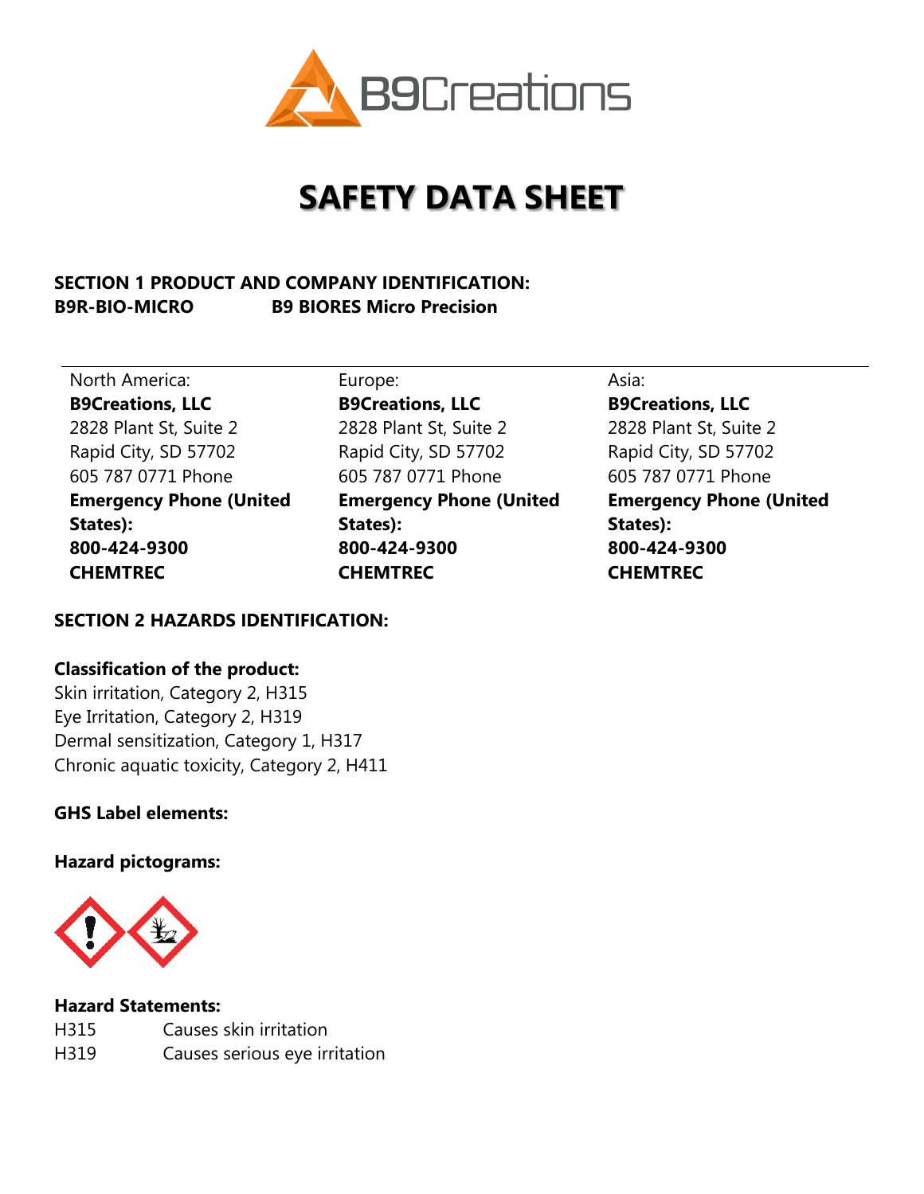# SAFETY DATA SHEET

**SECTION 1 PRODUCT AND COMPANY IDENTIFICATION:**
**B9R-BIO-MICRO B9 BIORES Micro Precision**

| North America: | Europe: | Asia: |
|---|---|---|
| **B9Creations, LLC** | **B9Creations, LLC** | **B9Creations, LLC** |
| 2828 Plant St, Suite 2 | 2828 Plant St, Suite 2 | 2828 Plant St, Suite 2 |
| Rapid City, SD 57702 | Rapid City, SD 57702 | Rapid City, SD 57702 |
| 605 787 0771 Phone | 605 787 0771 Phone | 605 787 0771 Phone |
| **Emergency Phone (United States):** | **Emergency Phone (United States):** | **Emergency Phone (United States):** |
| **800-424-9300** | **800-424-9300** | **800-424-9300** |
| **CHEMTREC** | **CHEMTREC** | **CHEMTREC** |

**SECTION 2 HAZARDS IDENTIFICATION:**

**Classification of the product:**
Skin irritation, Category 2, H315
Eye Irritation, Category 2, H319
Dermal sensitization, Category 1, H317
Chronic aquatic toxicity, Category 2, H411

**GHS Label elements:**

**Hazard pictograms:**

**Hazard Statements:**

| | |
|---|---|
| H315 | Causes skin irritation |
| H319 | Causes serious eye irritation |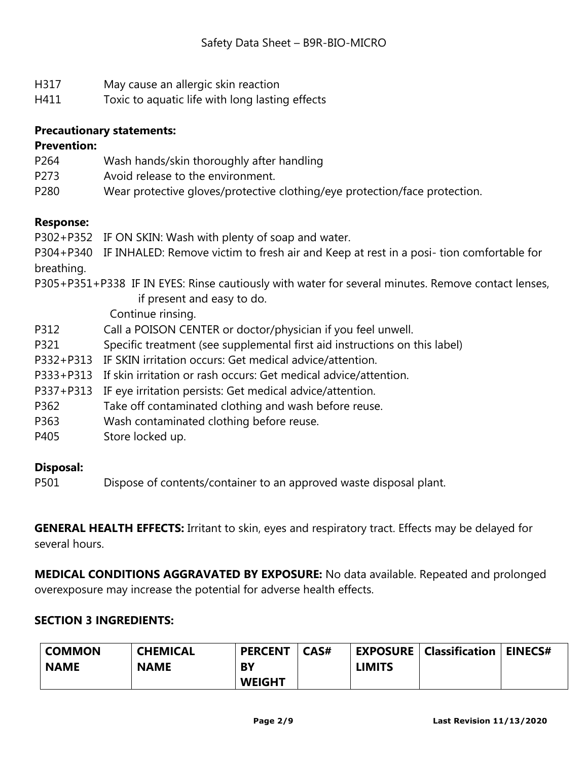H317 May cause an allergic skin reaction
H411 Toxic to aquatic life with long lasting effects

**Precautionary statements:**

**Prevention:**

P264 Wash hands/skin thoroughly after handling
P273 Avoid release to the environment.
P280 Wear protective gloves/protective clothing/eye protection/face protection.

**Response:**

P302+P352 IF ON SKIN: Wash with plenty of soap and water.
P304+P340 IF INHALED: Remove victim to fresh air and Keep at rest in a posi- tion comfortable for breathing.
P305+P351+P338 IF IN EYES: Rinse cautiously with water for several minutes. Remove contact lenses, if present and easy to do.
Continue rinsing.
P312 Call a POISON CENTER or doctor/physician if you feel unwell.
P321 Specific treatment (see supplemental first aid instructions on this label)
P332+P313 IF SKIN irritation occurs: Get medical advice/attention.
P333+P313 If skin irritation or rash occurs: Get medical advice/attention.
P337+P313 IF eye irritation persists: Get medical advice/attention.
P362 Take off contaminated clothing and wash before reuse.
P363 Wash contaminated clothing before reuse.
P405 Store locked up.

**Disposal:**

P501 Dispose of contents/container to an approved waste disposal plant.

**GENERAL HEALTH EFFECTS:** Irritant to skin, eyes and respiratory tract. Effects may be delayed for several hours.

**MEDICAL CONDITIONS AGGRAVATED BY EXPOSURE:** No data available. Repeated and prolonged overexposure may increase the potential for adverse health effects.

**SECTION 3 INGREDIENTS:**

| COMMON NAME | CHEMICAL NAME | PERCENT BY WEIGHT | CAS# | EXPOSURE LIMITS | Classification | EINECS# |
|---|---|---|---|---|---|---|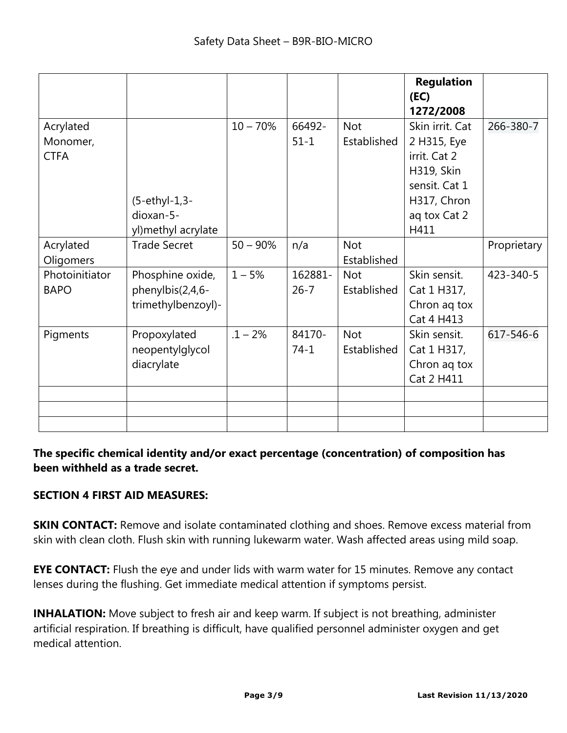| | | | | | Regulation (EC) 1272/2008 | |
|---|---|---|---|---|---|---|
| Acrylated Monomer, CTFA | (5-ethyl-1,3-dioxan-5-yl)methyl acrylate | 10 – 70% | 66492-51-1 | Not Established | Skin irrit. Cat 2 H315, Eye irrit. Cat 2 H319, Skin sensit. Cat 1 H317, Chron aq tox Cat 2 H411 | 266-380-7 |
| Acrylated Oligomers | Trade Secret | 50 – 90% | n/a | Not Established | | Proprietary |
| Photoinitiator BAPO | Phosphine oxide, phenylbis(2,4,6-trimethylbenzoyl)- | 1 – 5% | 162881-26-7 | Not Established | Skin sensit. Cat 1 H317, Chron aq tox Cat 4 H413 | 423-340-5 |
| Pigments | Propoxylated neopentylglycol diacrylate | .1 – 2% | 84170-74-1 | Not Established | Skin sensit. Cat 1 H317, Chron aq tox Cat 2 H411 | 617-546-6 |
| | | | | | | |
| | | | | | | |
| | | | | | | |

**The specific chemical identity and/or exact percentage (concentration) of composition has been withheld as a trade secret.**

## SECTION 4 FIRST AID MEASURES:

**SKIN CONTACT:** Remove and isolate contaminated clothing and shoes. Remove excess material from skin with clean cloth. Flush skin with running lukewarm water. Wash affected areas using mild soap.

**EYE CONTACT:** Flush the eye and under lids with warm water for 15 minutes. Remove any contact lenses during the flushing. Get immediate medical attention if symptoms persist.

**INHALATION:** Move subject to fresh air and keep warm. If subject is not breathing, administer artificial respiration. If breathing is difficult, have qualified personnel administer oxygen and get medical attention.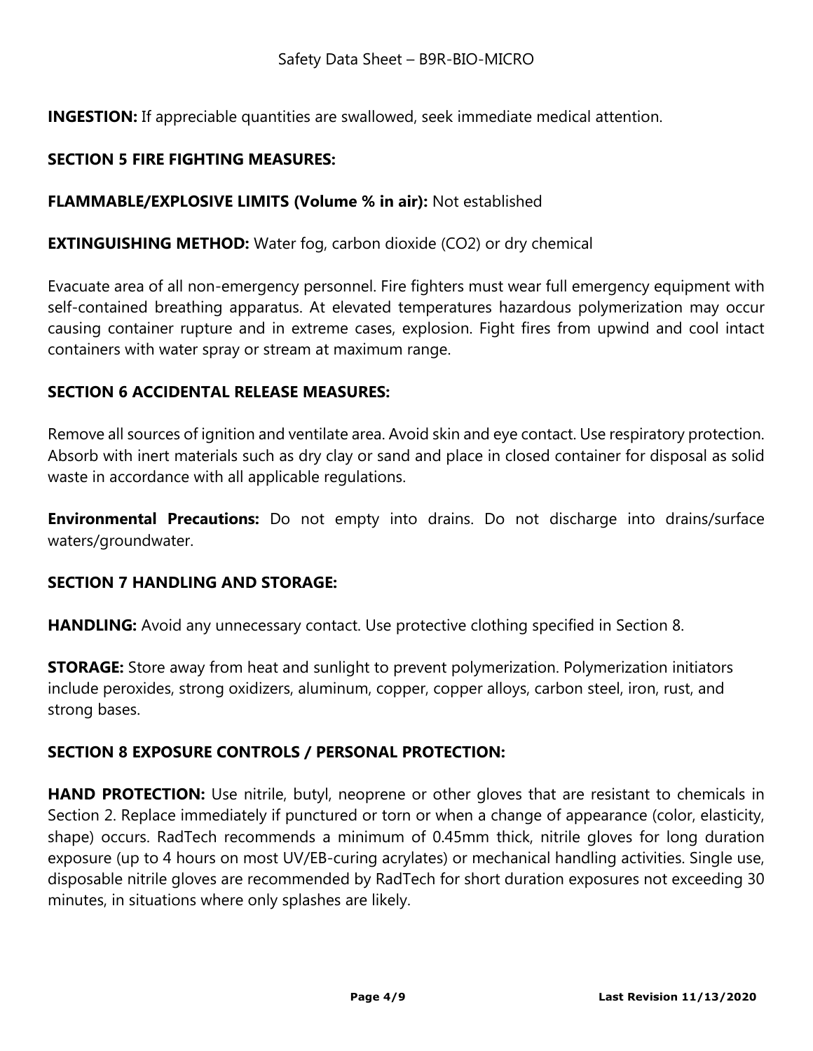**INGESTION:** If appreciable quantities are swallowed, seek immediate medical attention.

## SECTION 5 FIRE FIGHTING MEASURES:

**FLAMMABLE/EXPLOSIVE LIMITS (Volume % in air):** Not established

**EXTINGUISHING METHOD:** Water fog, carbon dioxide ($CO_2$) or dry chemical

Evacuate area of all non-emergency personnel. Fire fighters must wear full emergency equipment with self-contained breathing apparatus. At elevated temperatures hazardous polymerization may occur causing container rupture and in extreme cases, explosion. Fight fires from upwind and cool intact containers with water spray or stream at maximum range.

## SECTION 6 ACCIDENTAL RELEASE MEASURES:

Remove all sources of ignition and ventilate area. Avoid skin and eye contact. Use respiratory protection. Absorb with inert materials such as dry clay or sand and place in closed container for disposal as solid waste in accordance with all applicable regulations.

**Environmental Precautions:** Do not empty into drains. Do not discharge into drains/surface waters/groundwater.

## SECTION 7 HANDLING AND STORAGE:

**HANDLING:** Avoid any unnecessary contact. Use protective clothing specified in Section 8.

**STORAGE:** Store away from heat and sunlight to prevent polymerization. Polymerization initiators include peroxides, strong oxidizers, aluminum, copper, copper alloys, carbon steel, iron, rust, and strong bases.

## SECTION 8 EXPOSURE CONTROLS / PERSONAL PROTECTION:

**HAND PROTECTION:** Use nitrile, butyl, neoprene or other gloves that are resistant to chemicals in Section 2. Replace immediately if punctured or torn or when a change of appearance (color, elasticity, shape) occurs. RadTech recommends a minimum of 0.45mm thick, nitrile gloves for long duration exposure (up to 4 hours on most UV/EB-curing acrylates) or mechanical handling activities. Single use, disposable nitrile gloves are recommended by RadTech for short duration exposures not exceeding 30 minutes, in situations where only splashes are likely.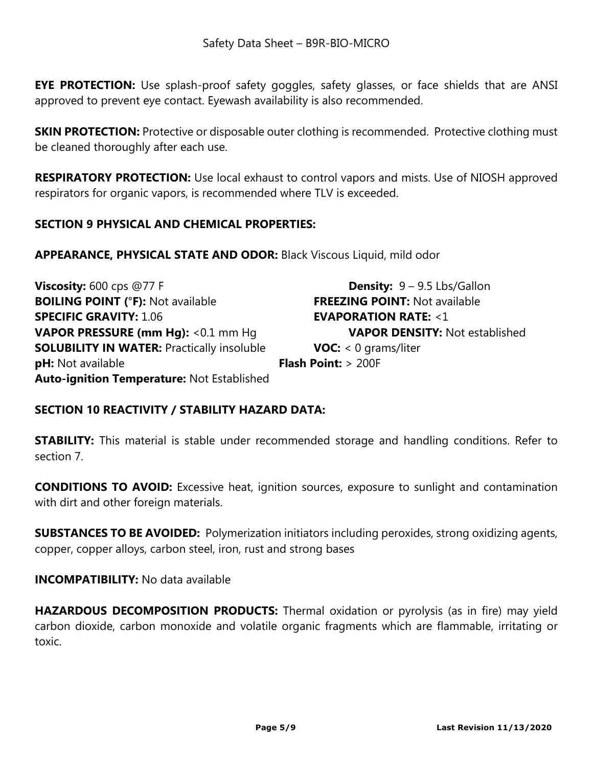**EYE PROTECTION:** Use splash-proof safety goggles, safety glasses, or face shields that are ANSI approved to prevent eye contact. Eyewash availability is also recommended.

**SKIN PROTECTION:** Protective or disposable outer clothing is recommended. Protective clothing must be cleaned thoroughly after each use.

**RESPIRATORY PROTECTION:** Use local exhaust to control vapors and mists. Use of NIOSH approved respirators for organic vapors, is recommended where TLV is exceeded.

## SECTION 9 PHYSICAL AND CHEMICAL PROPERTIES:

**APPEARANCE, PHYSICAL STATE AND ODOR:** Black Viscous Liquid, mild odor

**Viscosity:** 600 cps @77 F
**Density:** 9 – 9.5 Lbs/Gallon
**BOILING POINT (°F):** Not available
**FREEZING POINT:** Not available
**SPECIFIC GRAVITY:** 1.06
**EVAPORATION RATE:** <1
**VAPOR PRESSURE (mm Hg):** <0.1 mm Hg
**VAPOR DENSITY:** Not established
**SOLUBILITY IN WATER:** Practically insoluble
**VOC:** < 0 grams/liter
**pH:** Not available
**Flash Point:** > 200F
**Auto-ignition Temperature:** Not Established

## SECTION 10 REACTIVITY / STABILITY HAZARD DATA:

**STABILITY:** This material is stable under recommended storage and handling conditions. Refer to section 7.

**CONDITIONS TO AVOID:** Excessive heat, ignition sources, exposure to sunlight and contamination with dirt and other foreign materials.

**SUBSTANCES TO BE AVOIDED:** Polymerization initiators including peroxides, strong oxidizing agents, copper, copper alloys, carbon steel, iron, rust and strong bases

**INCOMPATIBILITY:** No data available

**HAZARDOUS DECOMPOSITION PRODUCTS:** Thermal oxidation or pyrolysis (as in fire) may yield carbon dioxide, carbon monoxide and volatile organic fragments which are flammable, irritating or toxic.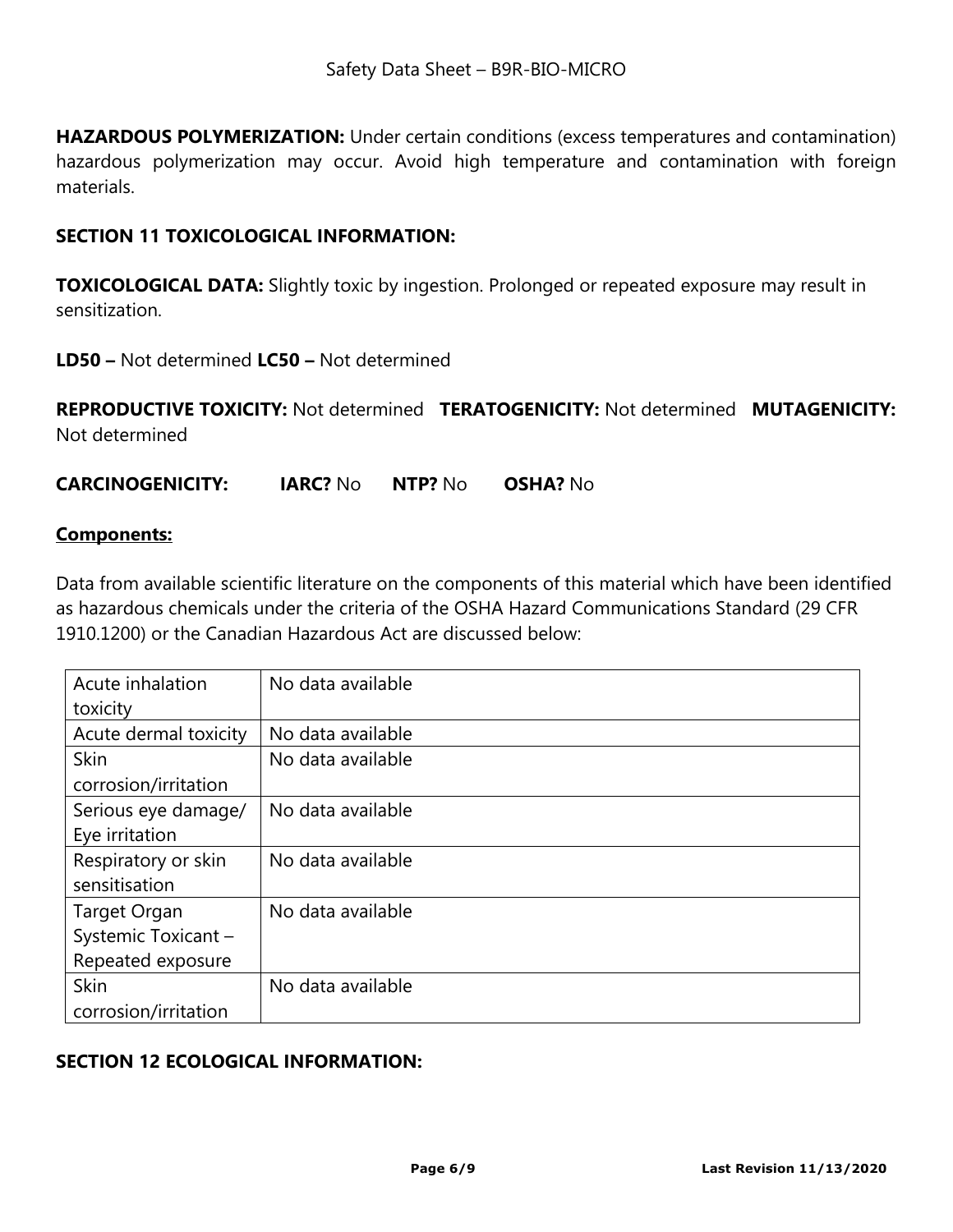**HAZARDOUS POLYMERIZATION:** Under certain conditions (excess temperatures and contamination) hazardous polymerization may occur. Avoid high temperature and contamination with foreign materials.

## SECTION 11 TOXICOLOGICAL INFORMATION:

**TOXICOLOGICAL DATA:** Slightly toxic by ingestion. Prolonged or repeated exposure may result in sensitization.

**LD50 –** Not determined **LC50 –** Not determined

**REPRODUCTIVE TOXICITY:** Not determined **TERATOGENICITY:** Not determined **MUTAGENICITY:** Not determined

**CARCINOGENICITY:** **IARC?** No **NTP?** No **OSHA?** No

**<u>Components:</u>**

Data from available scientific literature on the components of this material which have been identified as hazardous chemicals under the criteria of the OSHA Hazard Communications Standard (29 CFR 1910.1200) or the Canadian Hazardous Act are discussed below:

| | |
|---|---|
| Acute inhalation toxicity | No data available |
| Acute dermal toxicity | No data available |
| Skin corrosion/irritation | No data available |
| Serious eye damage/ Eye irritation | No data available |
| Respiratory or skin sensitisation | No data available |
| Target Organ Systemic Toxicant – Repeated exposure | No data available |
| Skin corrosion/irritation | No data available |

## SECTION 12 ECOLOGICAL INFORMATION: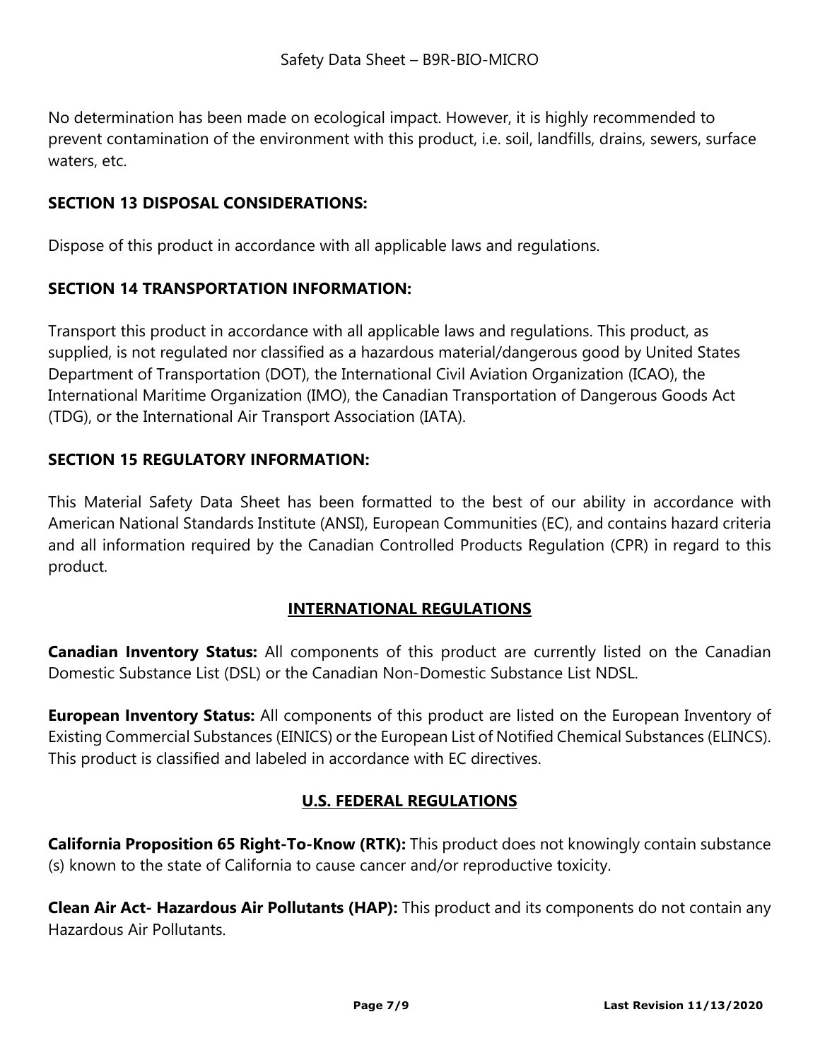No determination has been made on ecological impact. However, it is highly recommended to prevent contamination of the environment with this product, i.e. soil, landfills, drains, sewers, surface waters, etc.

## SECTION 13 DISPOSAL CONSIDERATIONS:

Dispose of this product in accordance with all applicable laws and regulations.

## SECTION 14 TRANSPORTATION INFORMATION:

Transport this product in accordance with all applicable laws and regulations. This product, as supplied, is not regulated nor classified as a hazardous material/dangerous good by United States Department of Transportation (DOT), the International Civil Aviation Organization (ICAO), the International Maritime Organization (IMO), the Canadian Transportation of Dangerous Goods Act (TDG), or the International Air Transport Association (IATA).

## SECTION 15 REGULATORY INFORMATION:

This Material Safety Data Sheet has been formatted to the best of our ability in accordance with American National Standards Institute (ANSI), European Communities (EC), and contains hazard criteria and all information required by the Canadian Controlled Products Regulation (CPR) in regard to this product.

### INTERNATIONAL REGULATIONS

**Canadian Inventory Status:** All components of this product are currently listed on the Canadian Domestic Substance List (DSL) or the Canadian Non-Domestic Substance List NDSL.

**European Inventory Status:** All components of this product are listed on the European Inventory of Existing Commercial Substances (EINICS) or the European List of Notified Chemical Substances (ELINCS). This product is classified and labeled in accordance with EC directives.

### U.S. FEDERAL REGULATIONS

**California Proposition 65 Right-To-Know (RTK):** This product does not knowingly contain substance (s) known to the state of California to cause cancer and/or reproductive toxicity.

**Clean Air Act- Hazardous Air Pollutants (HAP):** This product and its components do not contain any Hazardous Air Pollutants.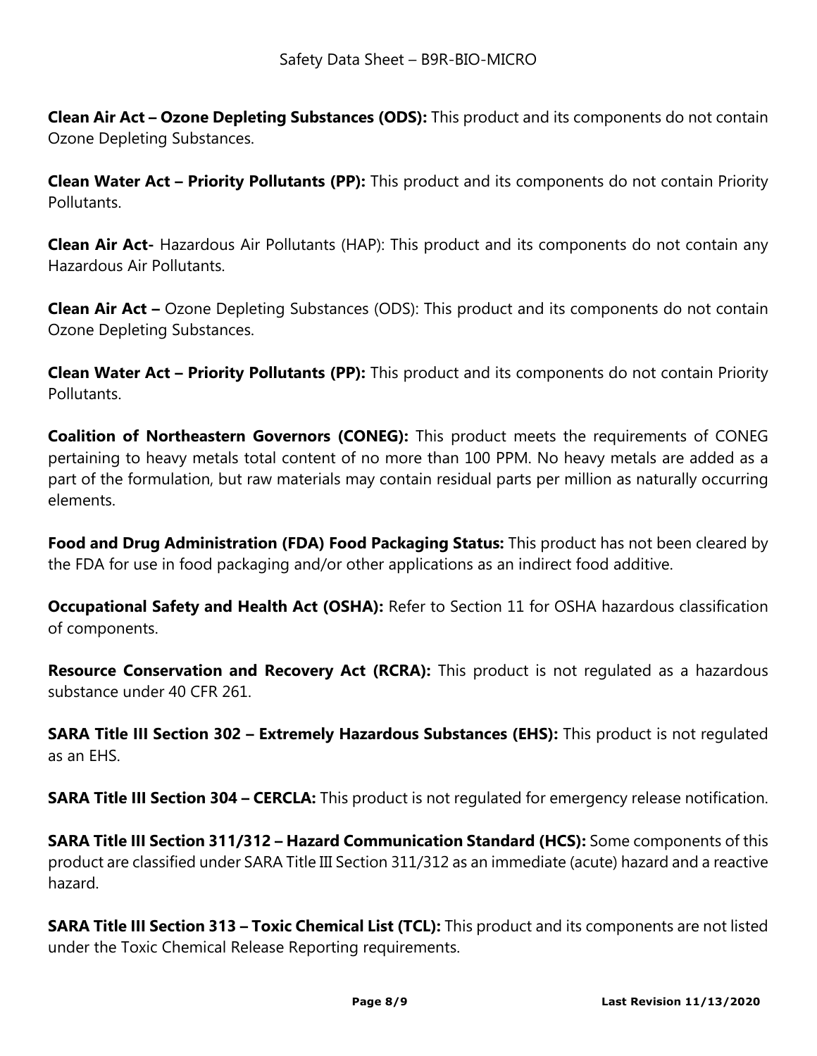**Clean Air Act – Ozone Depleting Substances (ODS):** This product and its components do not contain Ozone Depleting Substances.

**Clean Water Act – Priority Pollutants (PP):** This product and its components do not contain Priority Pollutants.

**Clean Air Act-** Hazardous Air Pollutants (HAP): This product and its components do not contain any Hazardous Air Pollutants.

**Clean Air Act –** Ozone Depleting Substances (ODS): This product and its components do not contain Ozone Depleting Substances.

**Clean Water Act – Priority Pollutants (PP):** This product and its components do not contain Priority Pollutants.

**Coalition of Northeastern Governors (CONEG):** This product meets the requirements of CONEG pertaining to heavy metals total content of no more than 100 PPM. No heavy metals are added as a part of the formulation, but raw materials may contain residual parts per million as naturally occurring elements.

**Food and Drug Administration (FDA) Food Packaging Status:** This product has not been cleared by the FDA for use in food packaging and/or other applications as an indirect food additive.

**Occupational Safety and Health Act (OSHA):** Refer to Section 11 for OSHA hazardous classification of components.

**Resource Conservation and Recovery Act (RCRA):** This product is not regulated as a hazardous substance under 40 CFR 261.

**SARA Title III Section 302 – Extremely Hazardous Substances (EHS):** This product is not regulated as an EHS.

**SARA Title III Section 304 – CERCLA:** This product is not regulated for emergency release notification.

**SARA Title III Section 311/312 – Hazard Communication Standard (HCS):** Some components of this product are classified under SARA Title III Section 311/312 as an immediate (acute) hazard and a reactive hazard.

**SARA Title III Section 313 – Toxic Chemical List (TCL):** This product and its components are not listed under the Toxic Chemical Release Reporting requirements.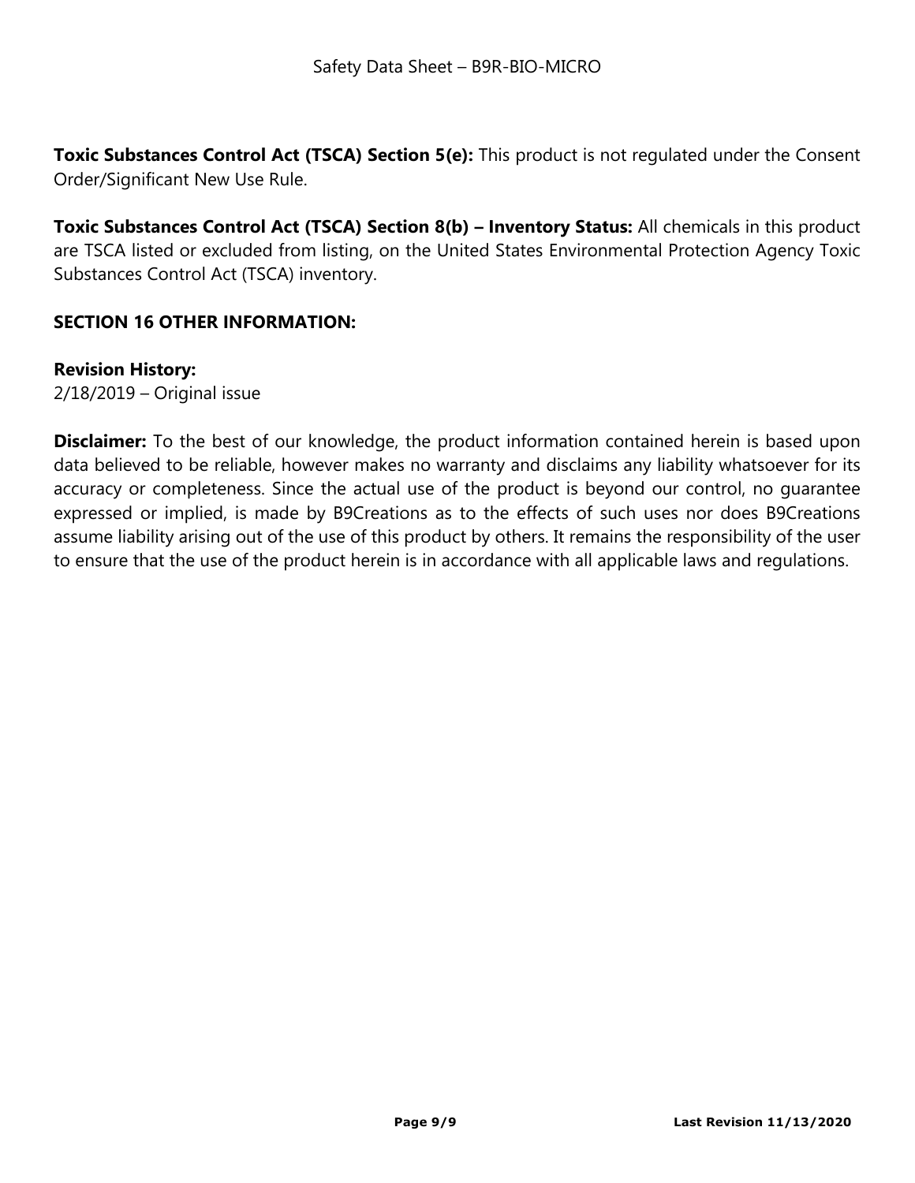**Toxic Substances Control Act (TSCA) Section 5(e):** This product is not regulated under the Consent Order/Significant New Use Rule.

**Toxic Substances Control Act (TSCA) Section 8(b) – Inventory Status:** All chemicals in this product are TSCA listed or excluded from listing, on the United States Environmental Protection Agency Toxic Substances Control Act (TSCA) inventory.

## SECTION 16 OTHER INFORMATION:

**Revision History:**
2/18/2019 – Original issue

**Disclaimer:** To the best of our knowledge, the product information contained herein is based upon data believed to be reliable, however makes no warranty and disclaims any liability whatsoever for its accuracy or completeness. Since the actual use of the product is beyond our control, no guarantee expressed or implied, is made by B9Creations as to the effects of such uses nor does B9Creations assume liability arising out of the use of this product by others. It remains the responsibility of the user to ensure that the use of the product herein is in accordance with all applicable laws and regulations.